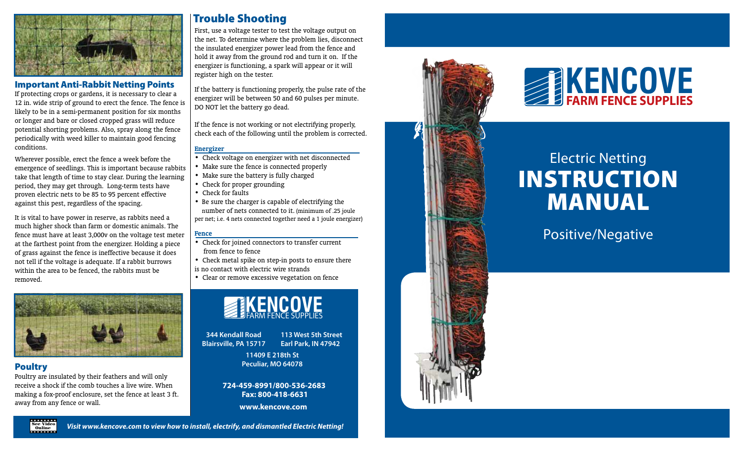## Important Anti-Rabbit Netting Points

If protecting crops or gardens, it is necessary to clear a 12 in. wide strip of ground to erect the fence. The fence is likely to be in a semi-permanent position for six months or longer and bare or closed cropped grass will reduce potential shorting problems. Also, spray along the fence periodically with weed killer to maintain good fencing conditions.

Wherever possible, erect the fence a week before the emergence of seedlings. This is important because rabbits take that length of time to stay clear. During the learning period, they may get through. Long-term tests have proven electric nets to be 85 to 95 percent effective against this pest, regardless of the spacing.

It is vital to have power in reserve, as rabbits need a much higher shock than farm or domestic animals. The fence must have at least 3,000v on the voltage test meter at the farthest point from the energizer. Holding a piece of grass against the fence is ineffective because it does not tell if the voltage is adequate. If a rabbit burrows within the area to be fenced, the rabbits must be removed.

## Poultry

Poultry are insulated by their feathers and will only receive a shock if the comb touches a live wire. When making a fox-proof enclosure, set the fence at least 3 ft. away from any fence or wall.

## Trouble Shooting

First, use a voltage tester to test the voltage output on the net. To determine where the problem lies, disconnect the insulated energizer power lead from the fence and hold it away from the ground rod and turn it on. If the energizer is functioning, a spark will appear or it will register high on the tester.

If the battery is functioning properly, the pulse rate of the energizer will be between 50 and 60 pulses per minute. DO NOT let the battery go dead.

If the fence is not working or not electrifying properly, check each of the following until the problem is corrected.

### Energizer

- Check voltage on energizer with net disconnected
- Make sure the fence is connected properly
- Make sure the battery is fully charged
- Check for proper grounding
- Check for faults
- Be sure the charger is capable of electrifying the number of nets connected to it. (minimum of .25 joule per net; i.e. 4 nets connected together need a 1 joule energizer)

### Fence

- Check for joined connectors to transfer current from fence to fence
- Check metal spike on step-in posts to ensure there is no contact with electric wire strands
- Clear or remove excessive vegetation on fence

**KENCOVE** FARM FENCE SUPPLIES

**344 Kendall Road**
**Blairsville, PA 15717**

**113 West 5th Street**
**Earl Park, IN 47942**

**11409 E 218th St**
**Peculiar, MO 64078**

**724-459-8991/800-536-2683**
**Fax: 800-418-6631**

**www.kencove.com**

See Video Online

***Visit www.kencove.com to view how to install, electrify, and dismantled Electric Netting!***

**KENCOVE**
**FARM FENCE SUPPLIES**

# Electric Netting INSTRUCTION MANUAL

Positive/Negative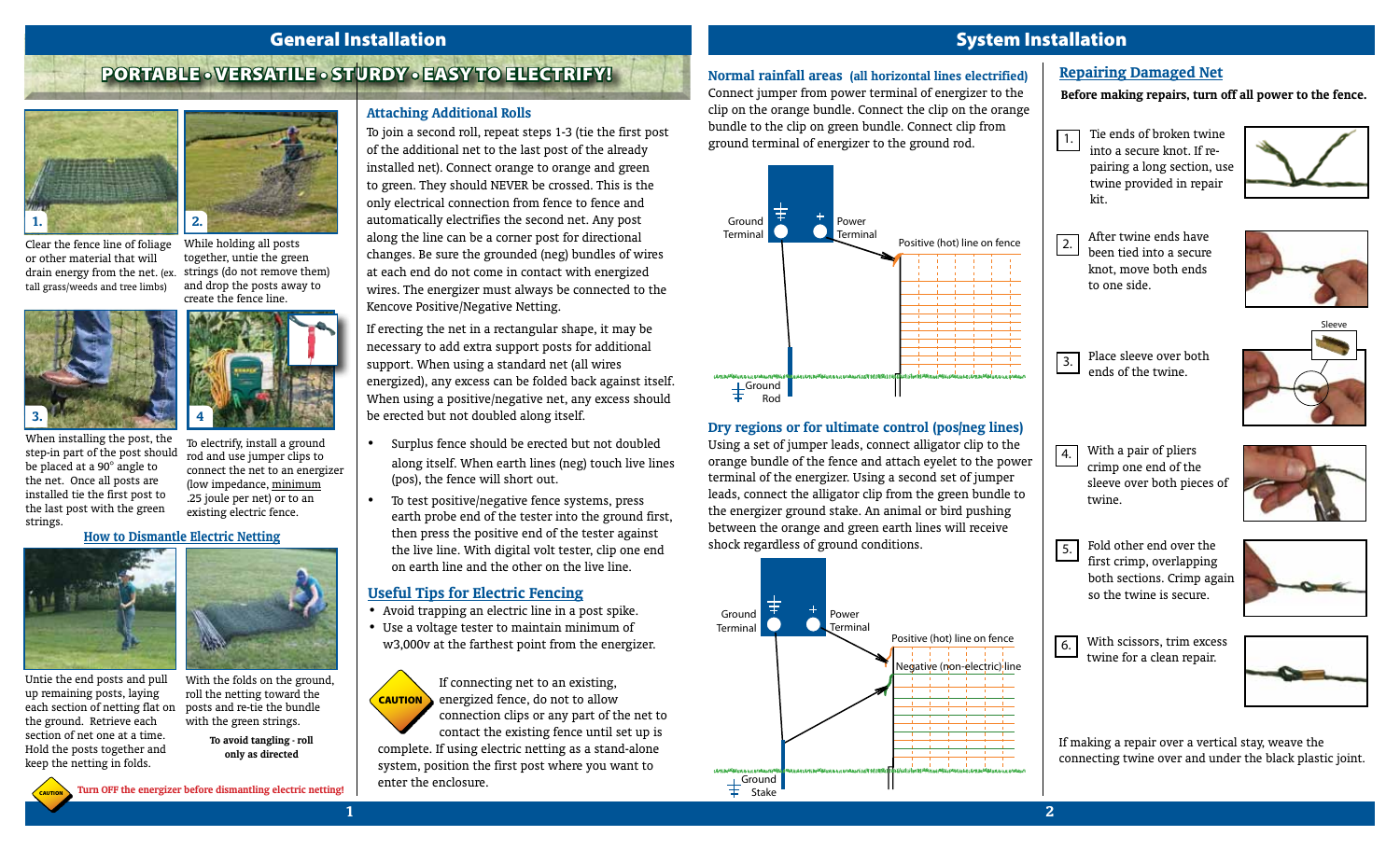## General Installation

### PORTABLE • VERSATILE • STURDY • EASY TO ELECTRIFY!

1. Clear the fence line of foliage or other material that will drain energy from the net. (ex. tall grass/weeds and tree limbs)

2. While holding all posts together, untie the green strings (do not remove them) and drop the posts away to create the fence line.

3. When installing the post, the step-in part of the post should be placed at a 90° angle to the net. Once all posts are installed tie the first post to the last post with the green strings.

4. To electrify, install a ground rod and use jumper clips to connect the net to an energizer (low impedance, minimum .25 joule per net) or to an existing electric fence.

### How to Dismantle Electric Netting

Untie the end posts and pull up remaining posts, laying each section of netting flat on the ground. Retrieve each section of net one at a time. Hold the posts together and keep the netting in folds.

With the folds on the ground, roll the netting toward the posts and re-tie the bundle with the green strings.

**To avoid tangling - roll only as directed**

CAUTION **Turn OFF the energizer before dismantling electric netting!**

### Attaching Additional Rolls

To join a second roll, repeat steps 1-3 (tie the first post of the additional net to the last post of the already installed net). Connect orange to orange and green to green. They should NEVER be crossed. This is the only electrical connection from fence to fence and automatically electrifies the second net. Any post along the line can be a corner post for directional changes. Be sure the grounded (neg) bundles of wires at each end do not come in contact with energized wires. The energizer must always be connected to the Kencove Positive/Negative Netting.

If erecting the net in a rectangular shape, it may be necessary to add extra support posts for additional support. When using a standard net (all wires energized), any excess can be folded back against itself. When using a positive/negative net, any excess should be erected but not doubled along itself.

- Surplus fence should be erected but not doubled along itself. When earth lines (neg) touch live lines (pos), the fence will short out.
- To test positive/negative fence systems, press earth probe end of the tester into the ground first, then press the positive end of the tester against the live line. With digital volt tester, clip one end on earth line and the other on the live line.

### Useful Tips for Electric Fencing

- Avoid trapping an electric line in a post spike.
- Use a voltage tester to maintain minimum of w3,000v at the farthest point from the energizer.

CAUTION If connecting net to an existing, energized fence, do not to allow connection clips or any part of the net to contact the existing fence until set up is complete. If using electric netting as a stand-alone system, position the first post where you want to enter the enclosure.

## System Installation

### Normal rainfall areas (all horizontal lines electrified)

Connect jumper from power terminal of energizer to the clip on the orange bundle. Connect the clip on the orange bundle to the clip on green bundle. Connect clip from ground terminal of energizer to the ground rod.

Ground Terminal
Power Terminal
Positive (hot) line on fence
Ground Rod

### Dry regions or for ultimate control (pos/neg lines)

Using a set of jumper leads, connect alligator clip to the orange bundle of the fence and attach eyelet to the power terminal of the energizer. Using a second set of jumper leads, connect the alligator clip from the green bundle to the energizer ground stake. An animal or bird pushing between the orange and green earth lines will receive shock regardless of ground conditions.

Ground Terminal
Power Terminal
Positive (hot) line on fence
Negative (non-electric) line
Ground Stake

### Repairing Damaged Net

**Before making repairs, turn off all power to the fence.**

1. Tie ends of broken twine into a secure knot. If repairing a long section, use twine provided in repair kit.
2. After twine ends have been tied into a secure knot, move both ends to one side.
3. Place sleeve over both ends of the twine.

Sleeve

4. With a pair of pliers crimp one end of the sleeve over both pieces of twine.
5. Fold other end over the first crimp, overlapping both sections. Crimp again so the twine is secure.
6. With scissors, trim excess twine for a clean repair.

If making a repair over a vertical stay, weave the connecting twine over and under the black plastic joint.